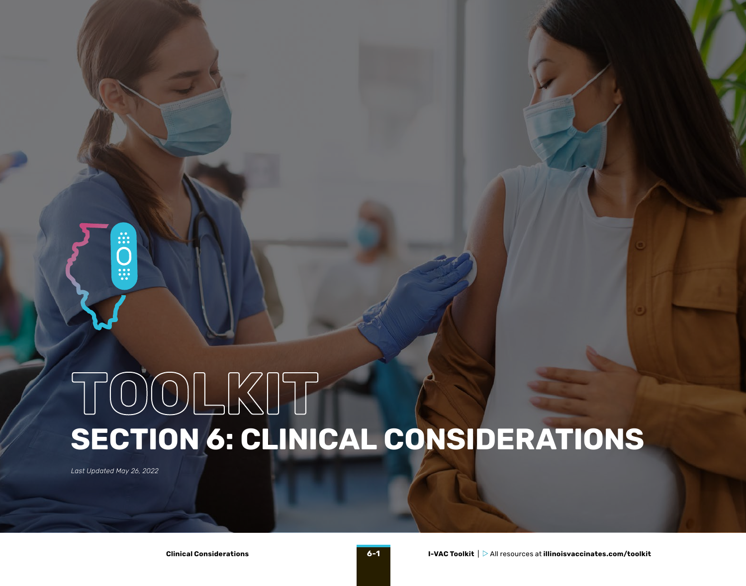# TOOLKIT

## SECTION 6: CLINICAL CONSIDERATIONS

*Last Updated May 26, 2022*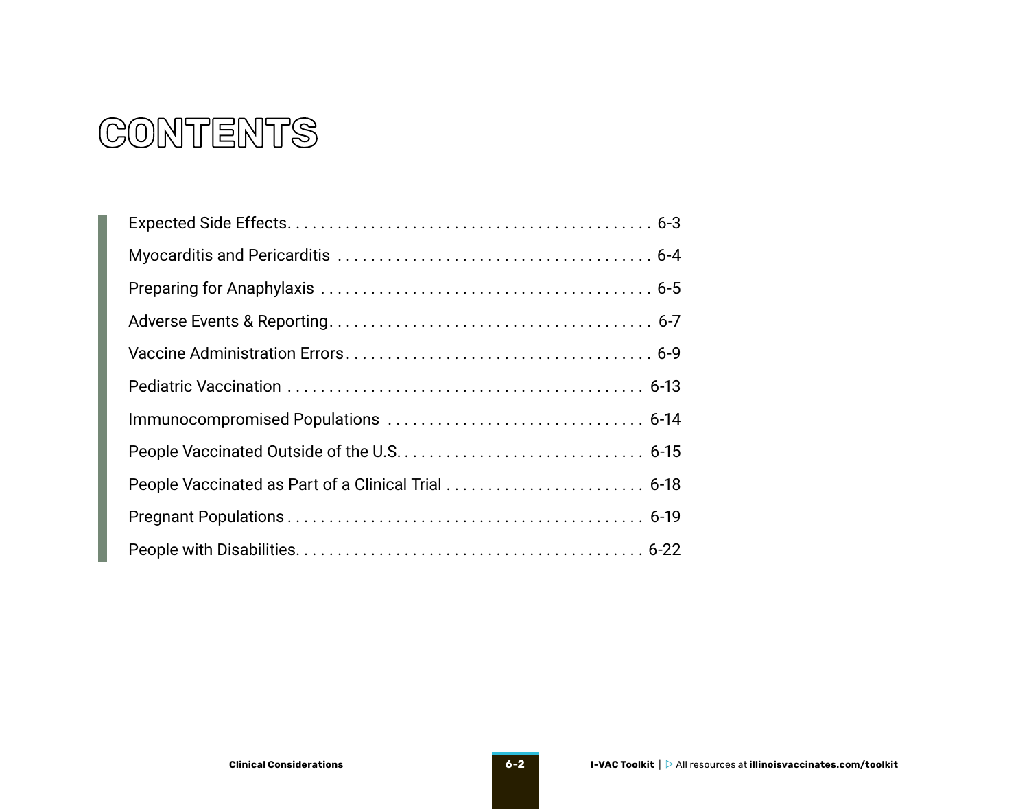# CONTENTS

| | |
|---|---|
| Expected Side Effects | 6-3 |
| Myocarditis and Pericarditis | 6-4 |
| Preparing for Anaphylaxis | 6-5 |
| Adverse Events & Reporting | 6-7 |
| Vaccine Administration Errors | 6-9 |
| Pediatric Vaccination | 6-13 |
| Immunocompromised Populations | 6-14 |
| People Vaccinated Outside of the U.S. | 6-15 |
| People Vaccinated as Part of a Clinical Trial | 6-18 |
| Pregnant Populations | 6-19 |
| People with Disabilities | 6-22 |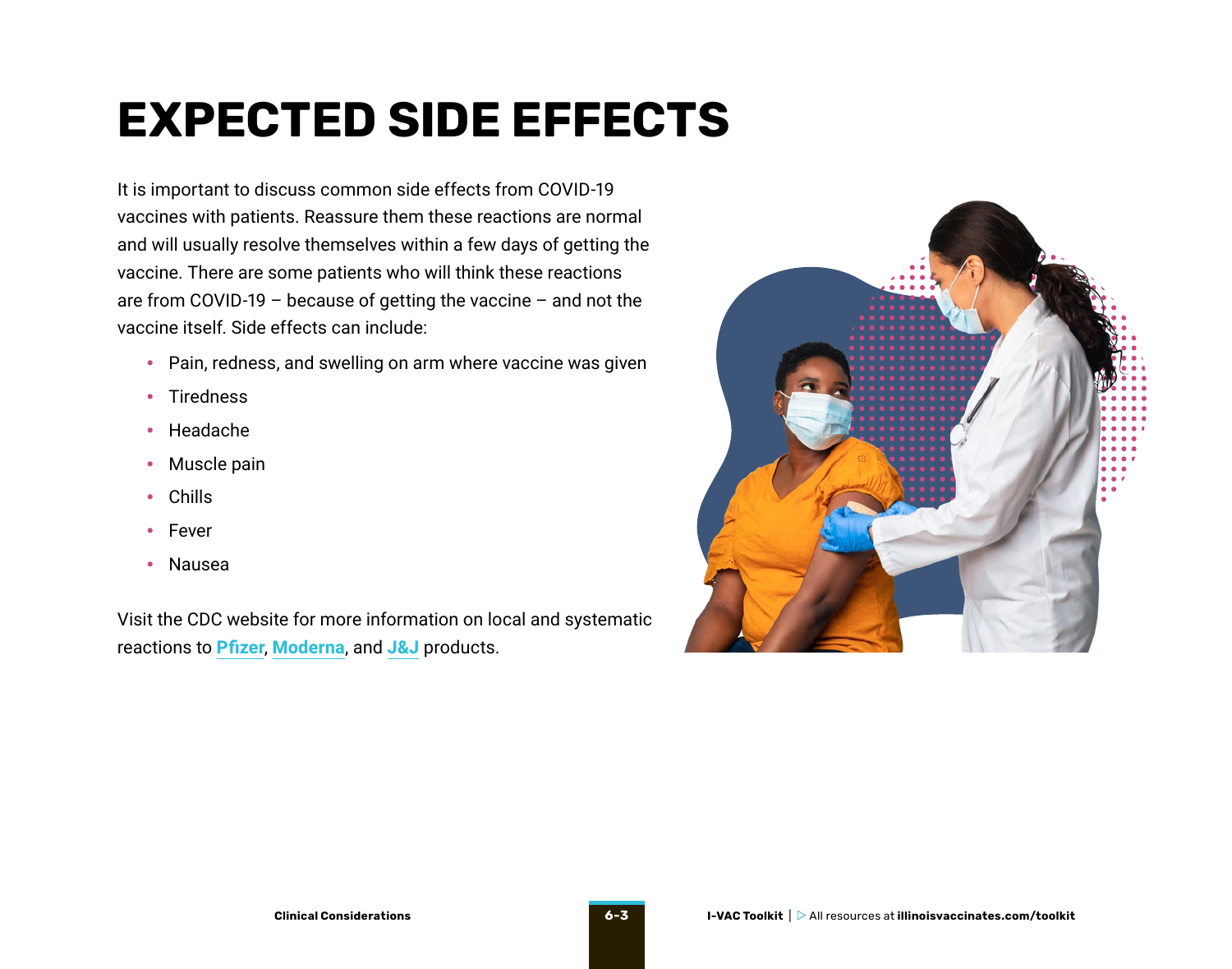# EXPECTED SIDE EFFECTS

It is important to discuss common side effects from COVID-19 vaccines with patients. Reassure them these reactions are normal and will usually resolve themselves within a few days of getting the vaccine. There are some patients who will think these reactions are from COVID-19 – because of getting the vaccine – and not the vaccine itself. Side effects can include:

- Pain, redness, and swelling on arm where vaccine was given
- Tiredness
- Headache
- Muscle pain
- Chills
- Fever
- Nausea

Visit the CDC website for more information on local and systematic reactions to **Pfizer**, **Moderna**, and **J&J** products.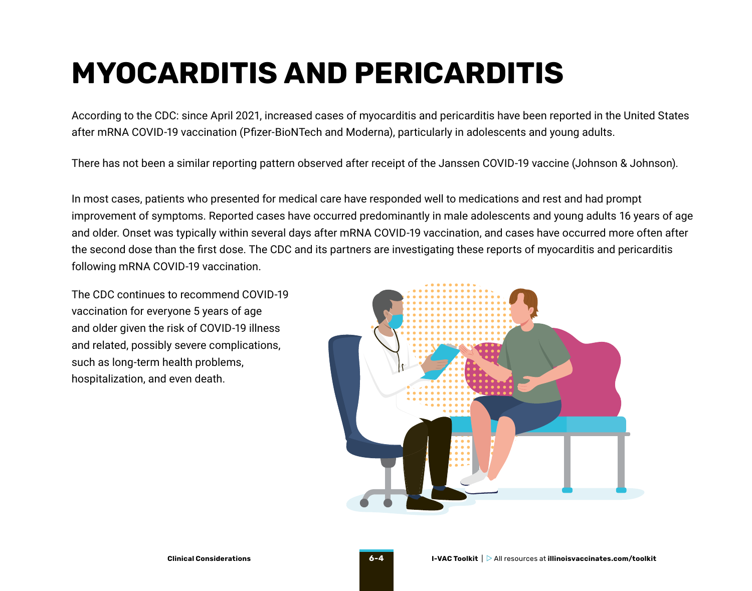# MYOCARDITIS AND PERICARDITIS

According to the CDC: since April 2021, increased cases of myocarditis and pericarditis have been reported in the United States after mRNA COVID-19 vaccination (Pfizer-BioNTech and Moderna), particularly in adolescents and young adults.

There has not been a similar reporting pattern observed after receipt of the Janssen COVID-19 vaccine (Johnson & Johnson).

In most cases, patients who presented for medical care have responded well to medications and rest and had prompt improvement of symptoms. Reported cases have occurred predominantly in male adolescents and young adults 16 years of age and older. Onset was typically within several days after mRNA COVID-19 vaccination, and cases have occurred more often after the second dose than the first dose. The CDC and its partners are investigating these reports of myocarditis and pericarditis following mRNA COVID-19 vaccination.

The CDC continues to recommend COVID-19 vaccination for everyone 5 years of age and older given the risk of COVID-19 illness and related, possibly severe complications, such as long-term health problems, hospitalization, and even death.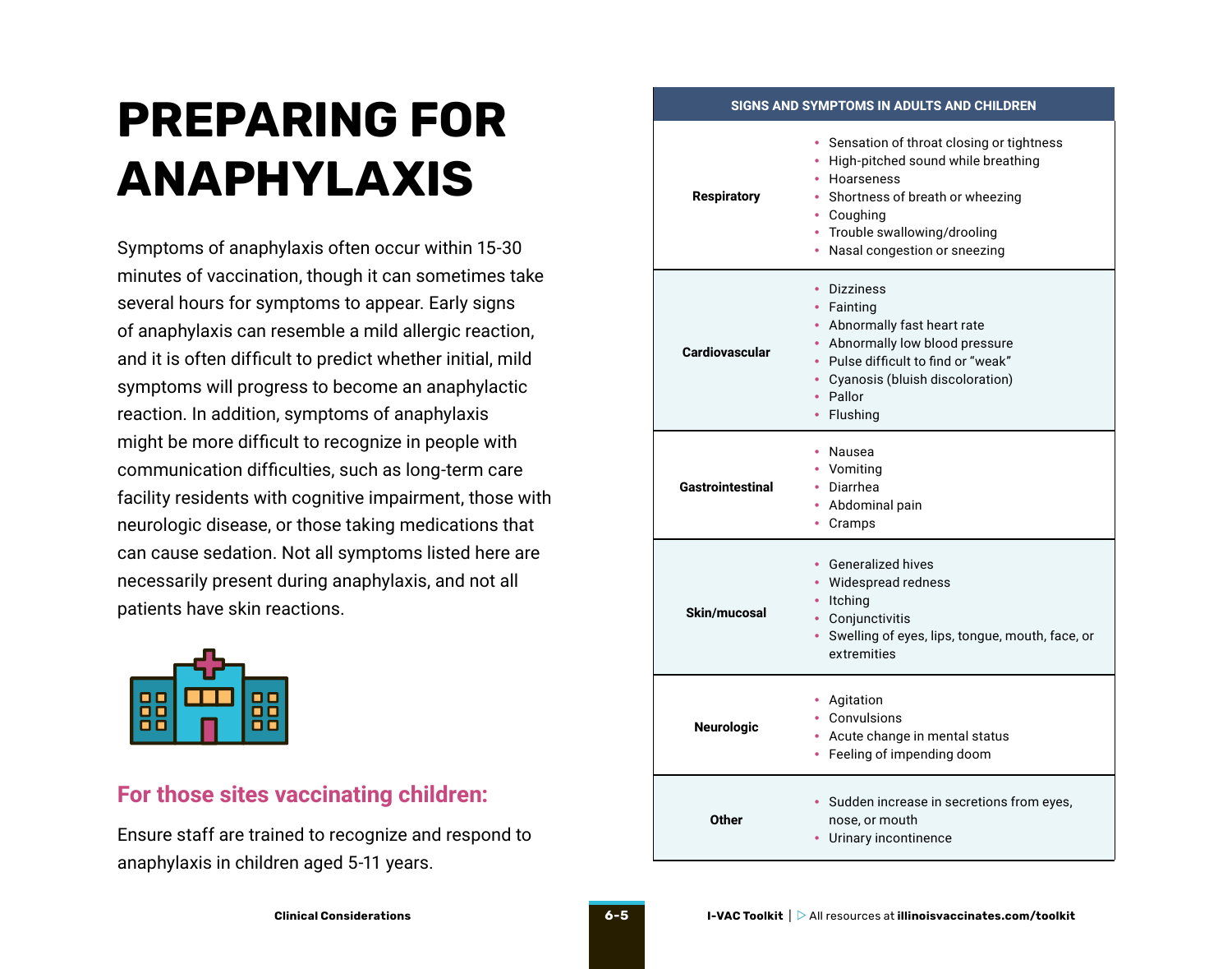# PREPARING FOR ANAPHYLAXIS

Symptoms of anaphylaxis often occur within 15-30 minutes of vaccination, though it can sometimes take several hours for symptoms to appear. Early signs of anaphylaxis can resemble a mild allergic reaction, and it is often difficult to predict whether initial, mild symptoms will progress to become an anaphylactic reaction. In addition, symptoms of anaphylaxis might be more difficult to recognize in people with communication difficulties, such as long-term care facility residents with cognitive impairment, those with neurologic disease, or those taking medications that can cause sedation. Not all symptoms listed here are necessarily present during anaphylaxis, and not all patients have skin reactions.

## For those sites vaccinating children:

Ensure staff are trained to recognize and respond to anaphylaxis in children aged 5-11 years.

| SIGNS AND SYMPTOMS IN ADULTS AND CHILDREN | |
|---|---|
| **Respiratory** | • Sensation of throat closing or tightness<br>• High-pitched sound while breathing<br>• Hoarseness<br>• Shortness of breath or wheezing<br>• Coughing<br>• Trouble swallowing/drooling<br>• Nasal congestion or sneezing |
| **Cardiovascular** | • Dizziness<br>• Fainting<br>• Abnormally fast heart rate<br>• Abnormally low blood pressure<br>• Pulse difficult to find or "weak"<br>• Cyanosis (bluish discoloration)<br>• Pallor<br>• Flushing |
| **Gastrointestinal** | • Nausea<br>• Vomiting<br>• Diarrhea<br>• Abdominal pain<br>• Cramps |
| **Skin/mucosal** | • Generalized hives<br>• Widespread redness<br>• Itching<br>• Conjunctivitis<br>• Swelling of eyes, lips, tongue, mouth, face, or extremities |
| **Neurologic** | • Agitation<br>• Convulsions<br>• Acute change in mental status<br>• Feeling of impending doom |
| **Other** | • Sudden increase in secretions from eyes, nose, or mouth<br>• Urinary incontinence |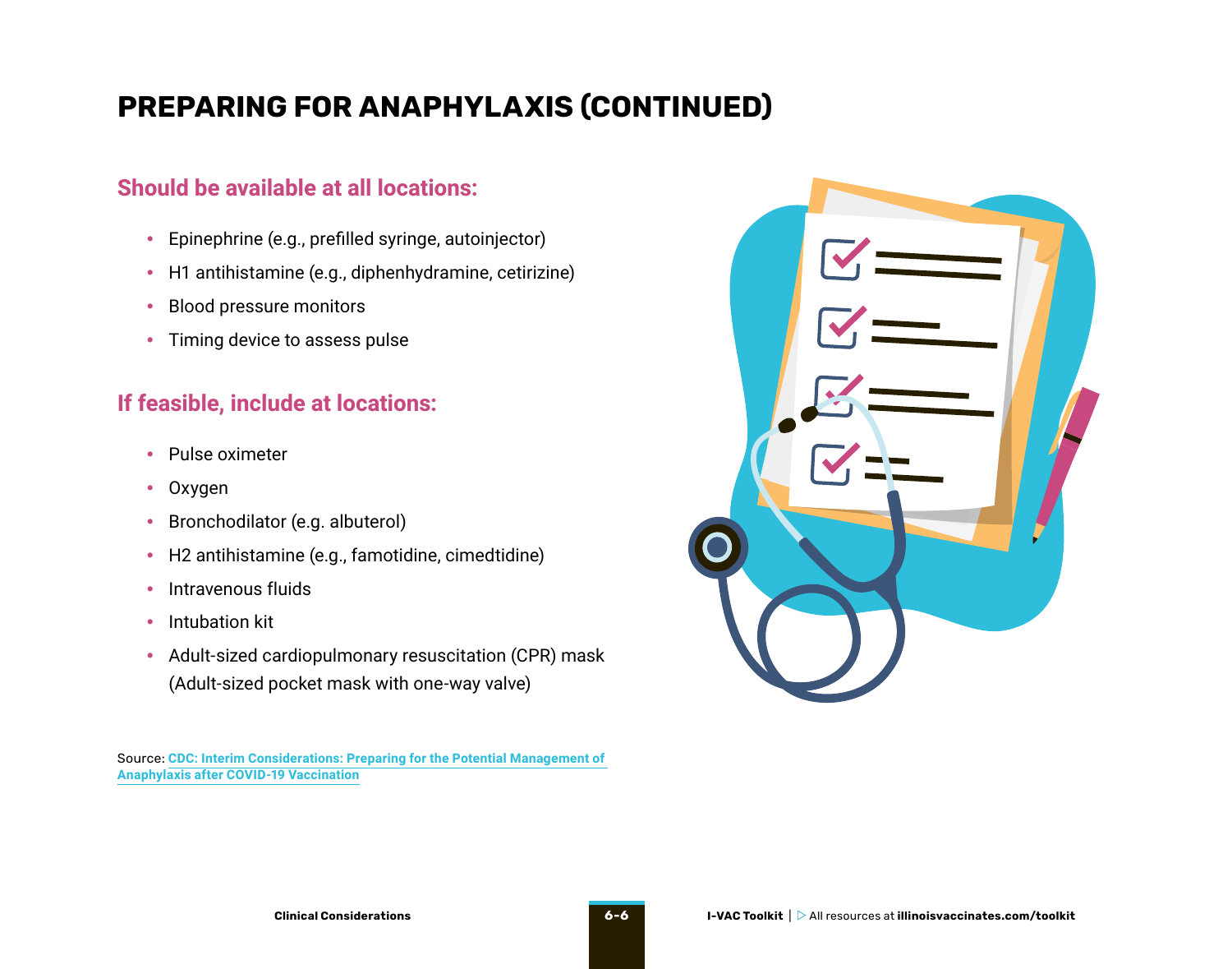# PREPARING FOR ANAPHYLAXIS (CONTINUED)

## Should be available at all locations:

- Epinephrine (e.g., prefilled syringe, autoinjector)
- H1 antihistamine (e.g., diphenhydramine, cetirizine)
- Blood pressure monitors
- Timing device to assess pulse

## If feasible, include at locations:

- Pulse oximeter
- Oxygen
- Bronchodilator (e.g. albuterol)
- H2 antihistamine (e.g., famotidine, cimedtidine)
- Intravenous fluids
- Intubation kit
- Adult-sized cardiopulmonary resuscitation (CPR) mask (Adult-sized pocket mask with one-way valve)

Source: **CDC: Interim Considerations: Preparing for the Potential Management of Anaphylaxis after COVID-19 Vaccination**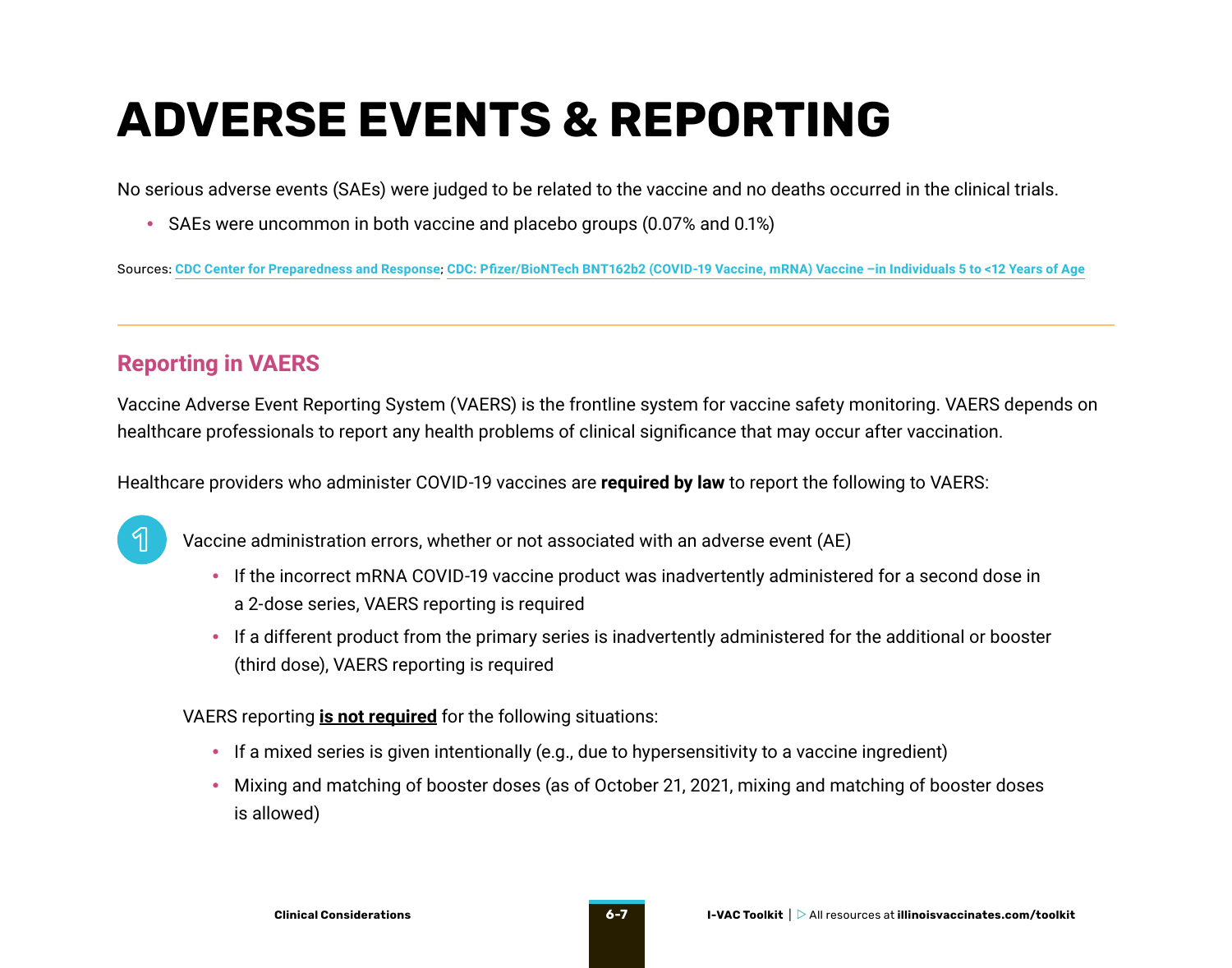# ADVERSE EVENTS & REPORTING

No serious adverse events (SAEs) were judged to be related to the vaccine and no deaths occurred in the clinical trials.

- SAEs were uncommon in both vaccine and placebo groups (0.07% and 0.1%)

Sources: CDC Center for Preparedness and Response; CDC: Pfizer/BioNTech BNT162b2 (COVID-19 Vaccine, mRNA) Vaccine –in Individuals 5 to <12 Years of Age

---

## Reporting in VAERS

Vaccine Adverse Event Reporting System (VAERS) is the frontline system for vaccine safety monitoring. VAERS depends on healthcare professionals to report any health problems of clinical significance that may occur after vaccination.

Healthcare providers who administer COVID-19 vaccines are **required by law** to report the following to VAERS:

1. Vaccine administration errors, whether or not associated with an adverse event (AE)
   - If the incorrect mRNA COVID-19 vaccine product was inadvertently administered for a second dose in a 2-dose series, VAERS reporting is required
   - If a different product from the primary series is inadvertently administered for the additional or booster (third dose), VAERS reporting is required

   VAERS reporting **<u>is not required</u>** for the following situations:

   - If a mixed series is given intentionally (e.g., due to hypersensitivity to a vaccine ingredient)
   - Mixing and matching of booster doses (as of October 21, 2021, mixing and matching of booster doses is allowed)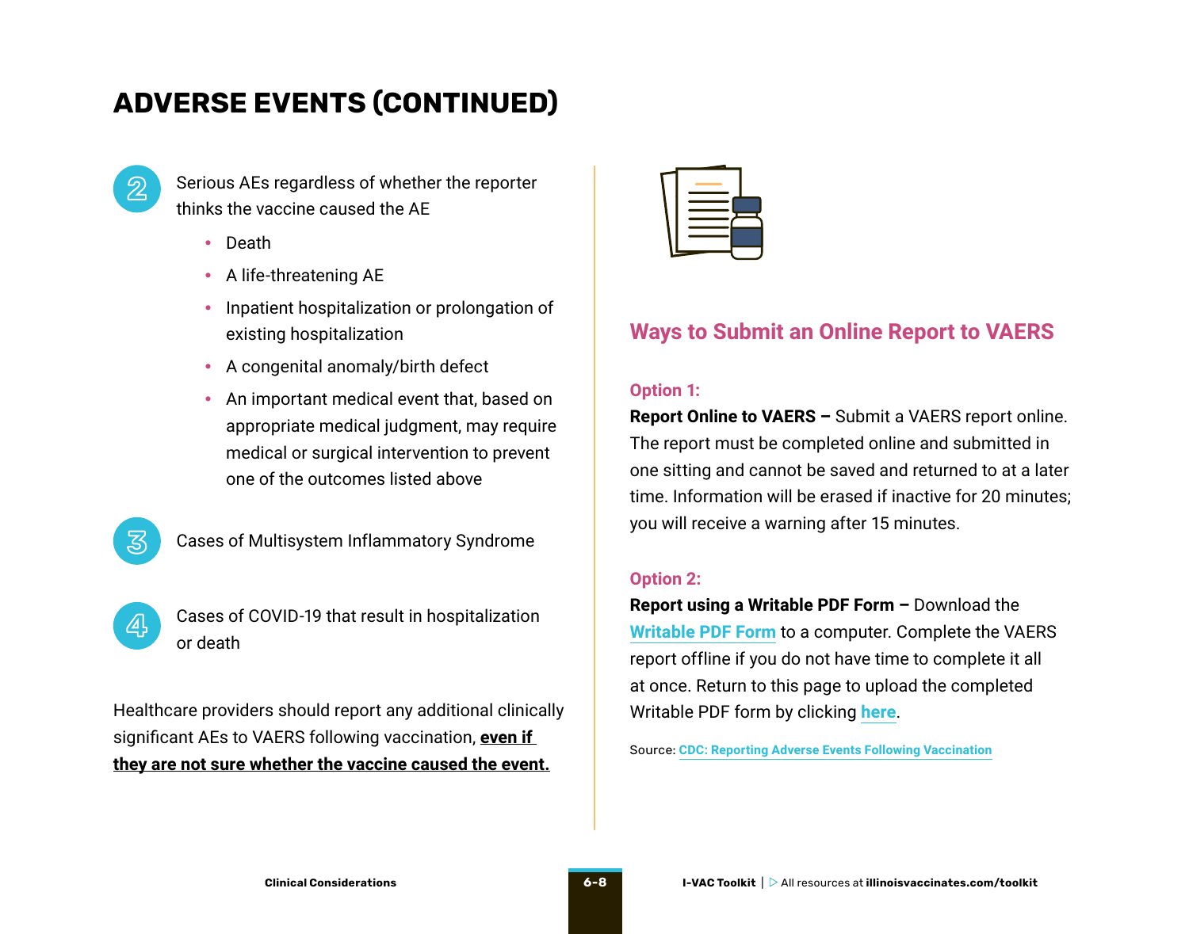# ADVERSE EVENTS (CONTINUED)

2. Serious AEs regardless of whether the reporter thinks the vaccine caused the AE
   - Death
   - A life-threatening AE
   - Inpatient hospitalization or prolongation of existing hospitalization
   - A congenital anomaly/birth defect
   - An important medical event that, based on appropriate medical judgment, may require medical or surgical intervention to prevent one of the outcomes listed above

3. Cases of Multisystem Inflammatory Syndrome

4. Cases of COVID-19 that result in hospitalization or death

Healthcare providers should report any additional clinically significant AEs to VAERS following vaccination, **even if they are not sure whether the vaccine caused the event.**

## Ways to Submit an Online Report to VAERS

**Option 1:**

**Report Online to VAERS –** Submit a VAERS report online. The report must be completed online and submitted in one sitting and cannot be saved and returned to at a later time. Information will be erased if inactive for 20 minutes; you will receive a warning after 15 minutes.

**Option 2:**

**Report using a Writable PDF Form –** Download the **Writable PDF Form** to a computer. Complete the VAERS report offline if you do not have time to complete it all at once. Return to this page to upload the completed Writable PDF form by clicking **here**.

Source: CDC: Reporting Adverse Events Following Vaccination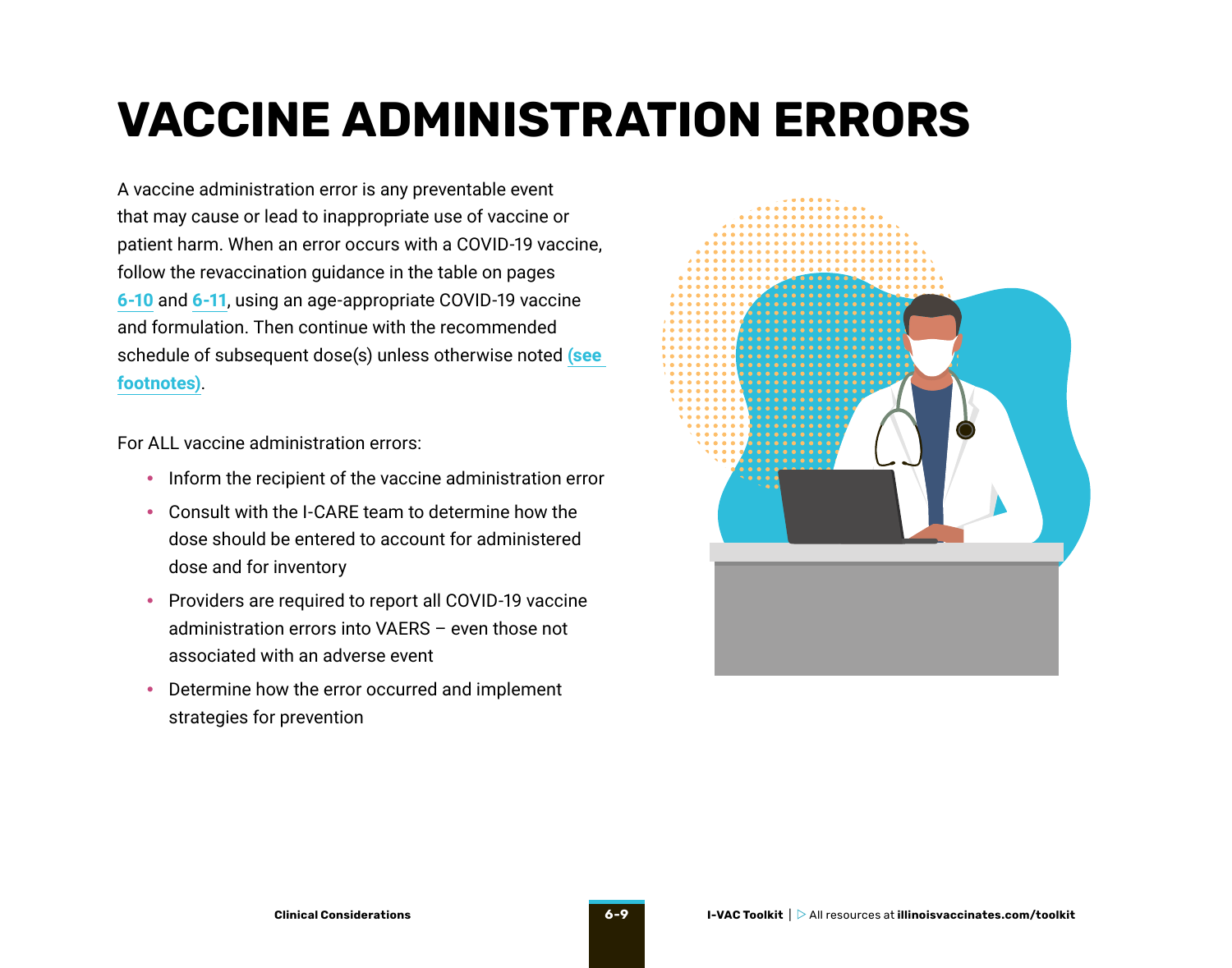# VACCINE ADMINISTRATION ERRORS

A vaccine administration error is any preventable event that may cause or lead to inappropriate use of vaccine or patient harm. When an error occurs with a COVID-19 vaccine, follow the revaccination guidance in the table on pages **6-10** and **6-11**, using an age-appropriate COVID-19 vaccine and formulation. Then continue with the recommended schedule of subsequent dose(s) unless otherwise noted **(see footnotes)**.

For ALL vaccine administration errors:

- Inform the recipient of the vaccine administration error
- Consult with the I-CARE team to determine how the dose should be entered to account for administered dose and for inventory
- Providers are required to report all COVID-19 vaccine administration errors into VAERS – even those not associated with an adverse event
- Determine how the error occurred and implement strategies for prevention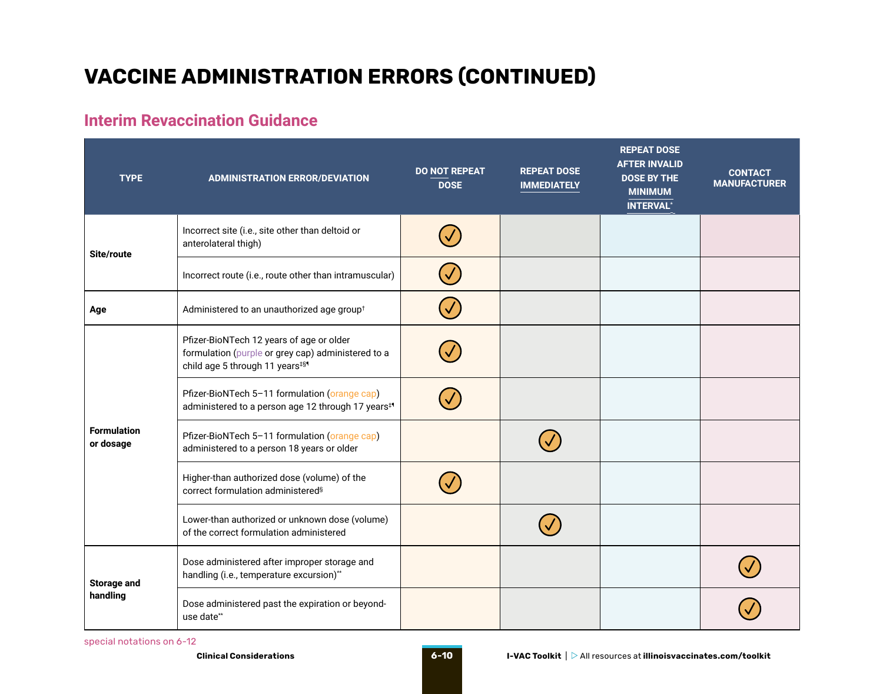# VACCINE ADMINISTRATION ERRORS (CONTINUED)

## Interim Revaccination Guidance

| TYPE | ADMINISTRATION ERROR/DEVIATION | DO NOT REPEAT DOSE | REPEAT DOSE IMMEDIATELY | REPEAT DOSE AFTER INVALID DOSE BY THE MINIMUM INTERVAL* | CONTACT MANUFACTURER |
|---|---|---|---|---|---|
| Site/route | Incorrect site (i.e., site other than deltoid or anterolateral thigh) | ✓ | | | |
| | Incorrect route (i.e., route other than intramuscular) | ✓ | | | |
| Age | Administered to an unauthorized age group† | ✓ | | | |
| Formulation or dosage | Pfizer-BioNTech 12 years of age or older formulation (purple or grey cap) administered to a child age 5 through 11 years‡§¶ | ✓ | | | |
| | Pfizer-BioNTech 5–11 formulation (orange cap) administered to a person age 12 through 17 years‡¶ | ✓ | | | |
| | Pfizer-BioNTech 5–11 formulation (orange cap) administered to a person 18 years or older | | ✓ | | |
| | Higher-than authorized dose (volume) of the correct formulation administered§ | ✓ | | | |
| | Lower-than authorized or unknown dose (volume) of the correct formulation administered | | ✓ | | |
| Storage and handling | Dose administered after improper storage and handling (i.e., temperature excursion)** | | | | ✓ |
| | Dose administered past the expiration or beyond-use date** | | | | ✓ |

special notations on 6-12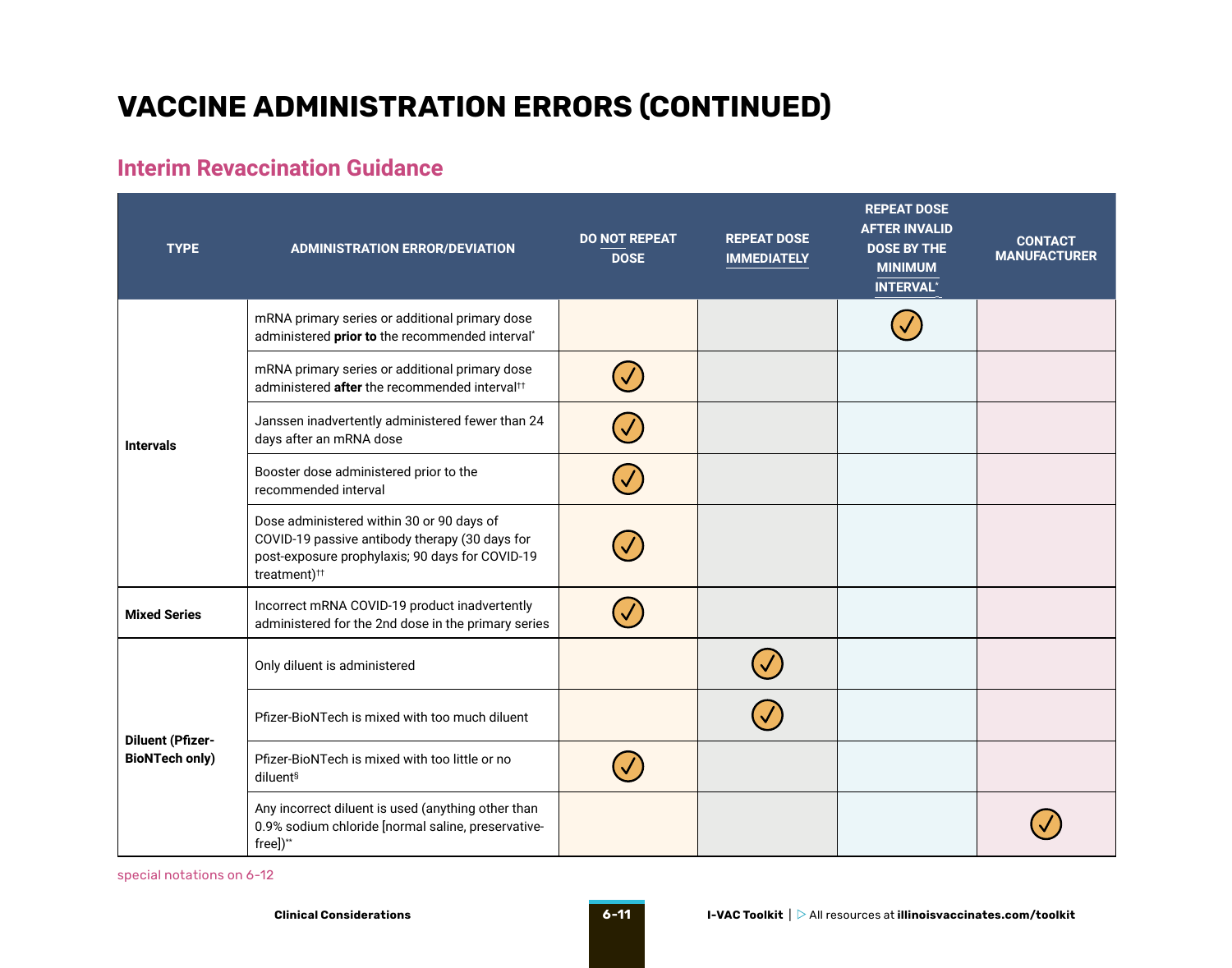# VACCINE ADMINISTRATION ERRORS (CONTINUED)

## Interim Revaccination Guidance

| TYPE | ADMINISTRATION ERROR/DEVIATION | DO NOT REPEAT DOSE | REPEAT DOSE IMMEDIATELY | REPEAT DOSE AFTER INVALID DOSE BY THE MINIMUM INTERVAL* | CONTACT MANUFACTURER |
|---|---|---|---|---|---|
| **Intervals** | mRNA primary series or additional primary dose administered **prior to** the recommended interval* | | | ✓ | |
| | mRNA primary series or additional primary dose administered **after** the recommended interval†† | ✓ | | | |
| | Janssen inadvertently administered fewer than 24 days after an mRNA dose | ✓ | | | |
| | Booster dose administered prior to the recommended interval | ✓ | | | |
| | Dose administered within 30 or 90 days of COVID-19 passive antibody therapy (30 days for post-exposure prophylaxis; 90 days for COVID-19 treatment)†† | ✓ | | | |
| **Mixed Series** | Incorrect mRNA COVID-19 product inadvertently administered for the 2nd dose in the primary series | ✓ | | | |
| **Diluent (Pfizer-BioNTech only)** | Only diluent is administered | | ✓ | | |
| | Pfizer-BioNTech is mixed with too much diluent | | ✓ | | |
| | Pfizer-BioNTech is mixed with too little or no diluent§ | ✓ | | | |
| | Any incorrect diluent is used (anything other than 0.9% sodium chloride [normal saline, preservative-free])** | | | | ✓ |

special notations on 6-12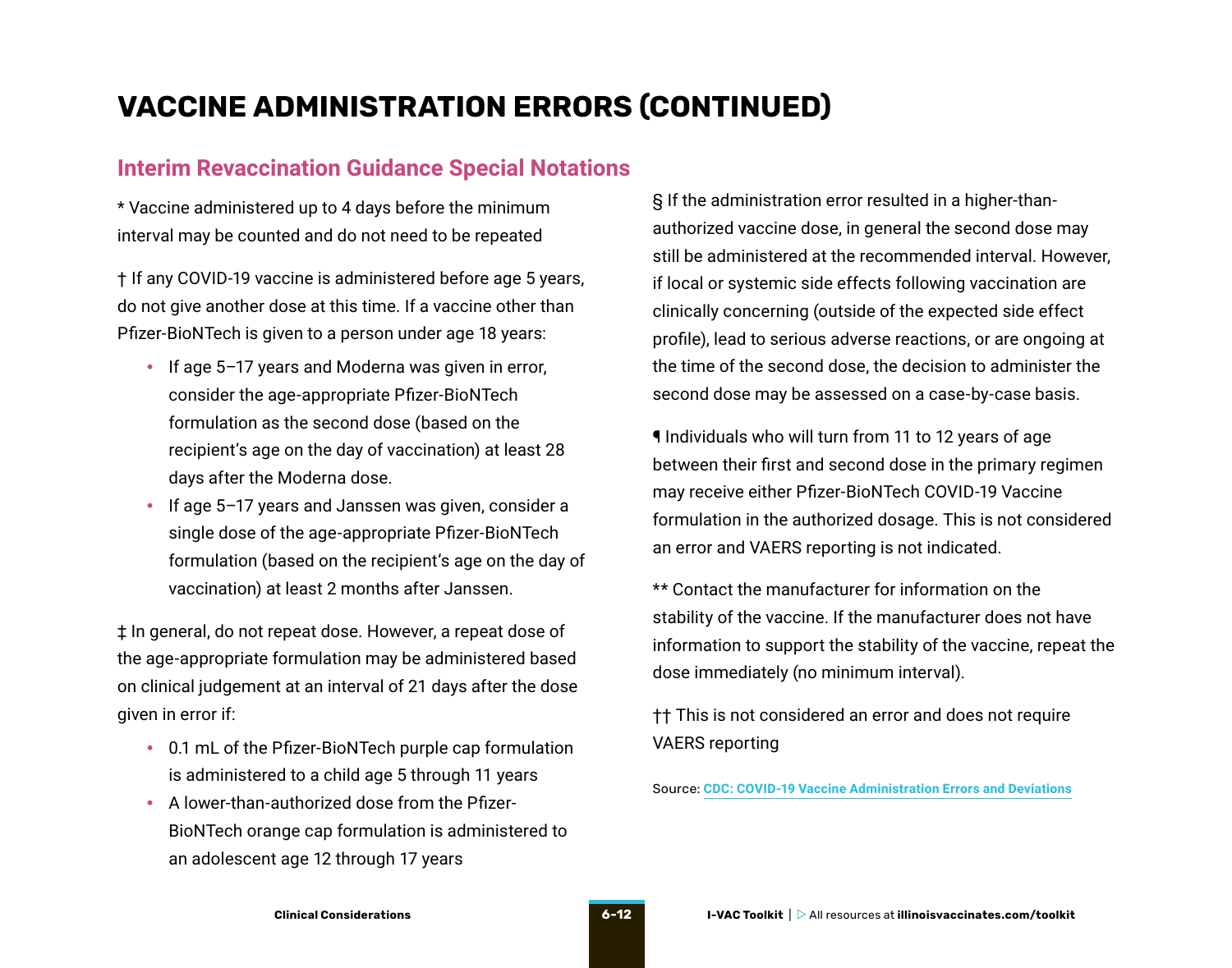# VACCINE ADMINISTRATION ERRORS (CONTINUED)

## Interim Revaccination Guidance Special Notations

* Vaccine administered up to 4 days before the minimum interval may be counted and do not need to be repeated

† If any COVID-19 vaccine is administered before age 5 years, do not give another dose at this time. If a vaccine other than Pfizer-BioNTech is given to a person under age 18 years:

- If age 5–17 years and Moderna was given in error, consider the age-appropriate Pfizer-BioNTech formulation as the second dose (based on the recipient's age on the day of vaccination) at least 28 days after the Moderna dose.
- If age 5–17 years and Janssen was given, consider a single dose of the age-appropriate Pfizer-BioNTech formulation (based on the recipient's age on the day of vaccination) at least 2 months after Janssen.

‡ In general, do not repeat dose. However, a repeat dose of the age-appropriate formulation may be administered based on clinical judgement at an interval of 21 days after the dose given in error if:

- 0.1 mL of the Pfizer-BioNTech purple cap formulation is administered to a child age 5 through 11 years
- A lower-than-authorized dose from the Pfizer-BioNTech orange cap formulation is administered to an adolescent age 12 through 17 years

§ If the administration error resulted in a higher-than-authorized vaccine dose, in general the second dose may still be administered at the recommended interval. However, if local or systemic side effects following vaccination are clinically concerning (outside of the expected side effect profile), lead to serious adverse reactions, or are ongoing at the time of the second dose, the decision to administer the second dose may be assessed on a case-by-case basis.

¶ Individuals who will turn from 11 to 12 years of age between their first and second dose in the primary regimen may receive either Pfizer-BioNTech COVID-19 Vaccine formulation in the authorized dosage. This is not considered an error and VAERS reporting is not indicated.

** Contact the manufacturer for information on the stability of the vaccine. If the manufacturer does not have information to support the stability of the vaccine, repeat the dose immediately (no minimum interval).

†† This is not considered an error and does not require VAERS reporting

Source: **CDC: COVID-19 Vaccine Administration Errors and Deviations**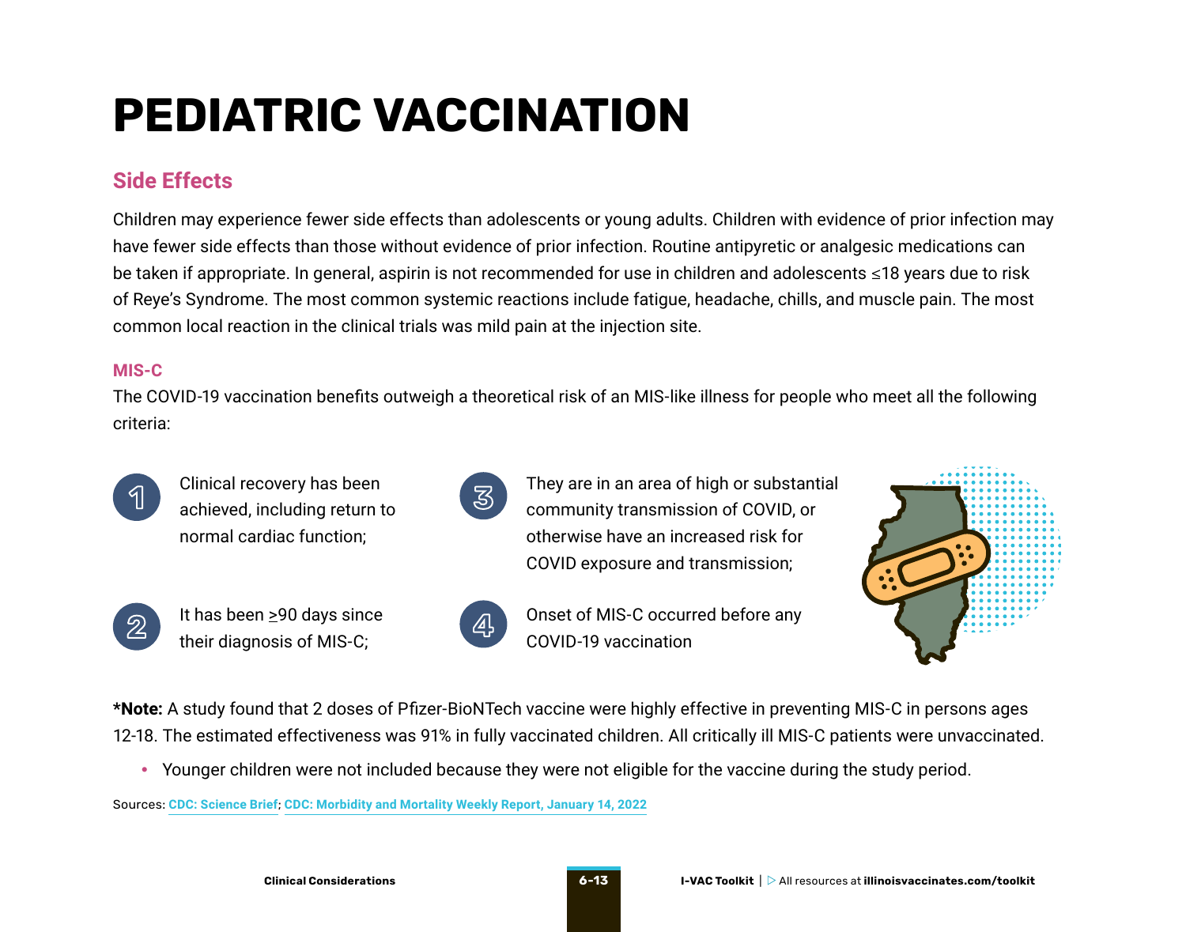# PEDIATRIC VACCINATION

## Side Effects

Children may experience fewer side effects than adolescents or young adults. Children with evidence of prior infection may have fewer side effects than those without evidence of prior infection. Routine antipyretic or analgesic medications can be taken if appropriate. In general, aspirin is not recommended for use in children and adolescents ≤18 years due to risk of Reye's Syndrome. The most common systemic reactions include fatigue, headache, chills, and muscle pain. The most common local reaction in the clinical trials was mild pain at the injection site.

### MIS-C

The COVID-19 vaccination benefits outweigh a theoretical risk of an MIS-like illness for people who meet all the following criteria:

1. Clinical recovery has been achieved, including return to normal cardiac function;
2. It has been ≥90 days since their diagnosis of MIS-C;
3. They are in an area of high or substantial community transmission of COVID, or otherwise have an increased risk for COVID exposure and transmission;
4. Onset of MIS-C occurred before any COVID-19 vaccination

***Note:** A study found that 2 doses of Pfizer-BioNTech vaccine were highly effective in preventing MIS-C in persons ages 12-18. The estimated effectiveness was 91% in fully vaccinated children. All critically ill MIS-C patients were unvaccinated.

- Younger children were not included because they were not eligible for the vaccine during the study period.

Sources: CDC: Science Brief; CDC: Morbidity and Mortality Weekly Report, January 14, 2022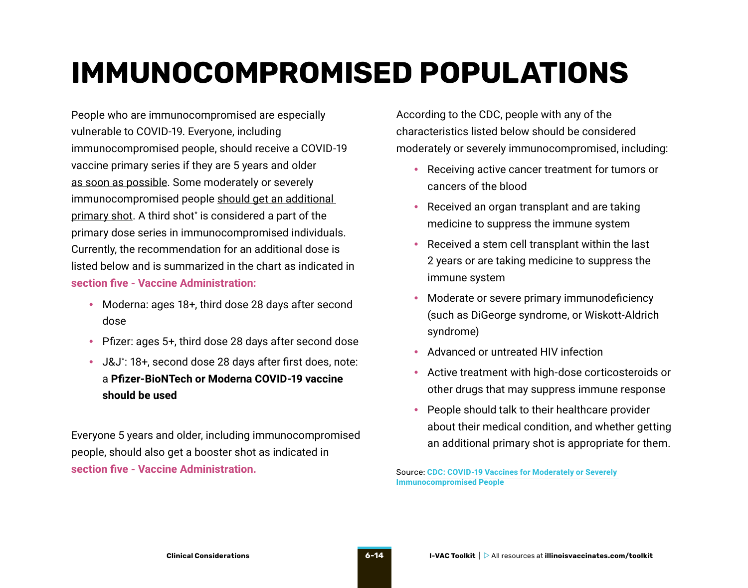# IMMUNOCOMPROMISED POPULATIONS

People who are immunocompromised are especially vulnerable to COVID-19. Everyone, including immunocompromised people, should receive a COVID-19 vaccine primary series if they are 5 years and older as soon as possible. Some moderately or severely immunocompromised people should get an additional primary shot. A third shot* is considered a part of the primary dose series in immunocompromised individuals. Currently, the recommendation for an additional dose is listed below and is summarized in the chart as indicated in **section five - Vaccine Administration:**

- Moderna: ages 18+, third dose 28 days after second dose
- Pfizer: ages 5+, third dose 28 days after second dose
- J&J*: 18+, second dose 28 days after first does, note: a **Pfizer-BioNTech or Moderna COVID-19 vaccine should be used**

Everyone 5 years and older, including immunocompromised people, should also get a booster shot as indicated in **section five - Vaccine Administration.**

According to the CDC, people with any of the characteristics listed below should be considered moderately or severely immunocompromised, including:

- Receiving active cancer treatment for tumors or cancers of the blood
- Received an organ transplant and are taking medicine to suppress the immune system
- Received a stem cell transplant within the last 2 years or are taking medicine to suppress the immune system
- Moderate or severe primary immunodeficiency (such as DiGeorge syndrome, or Wiskott-Aldrich syndrome)
- Advanced or untreated HIV infection
- Active treatment with high-dose corticosteroids or other drugs that may suppress immune response
- People should talk to their healthcare provider about their medical condition, and whether getting an additional primary shot is appropriate for them.

Source: **CDC: COVID-19 Vaccines for Moderately or Severely Immunocompromised People**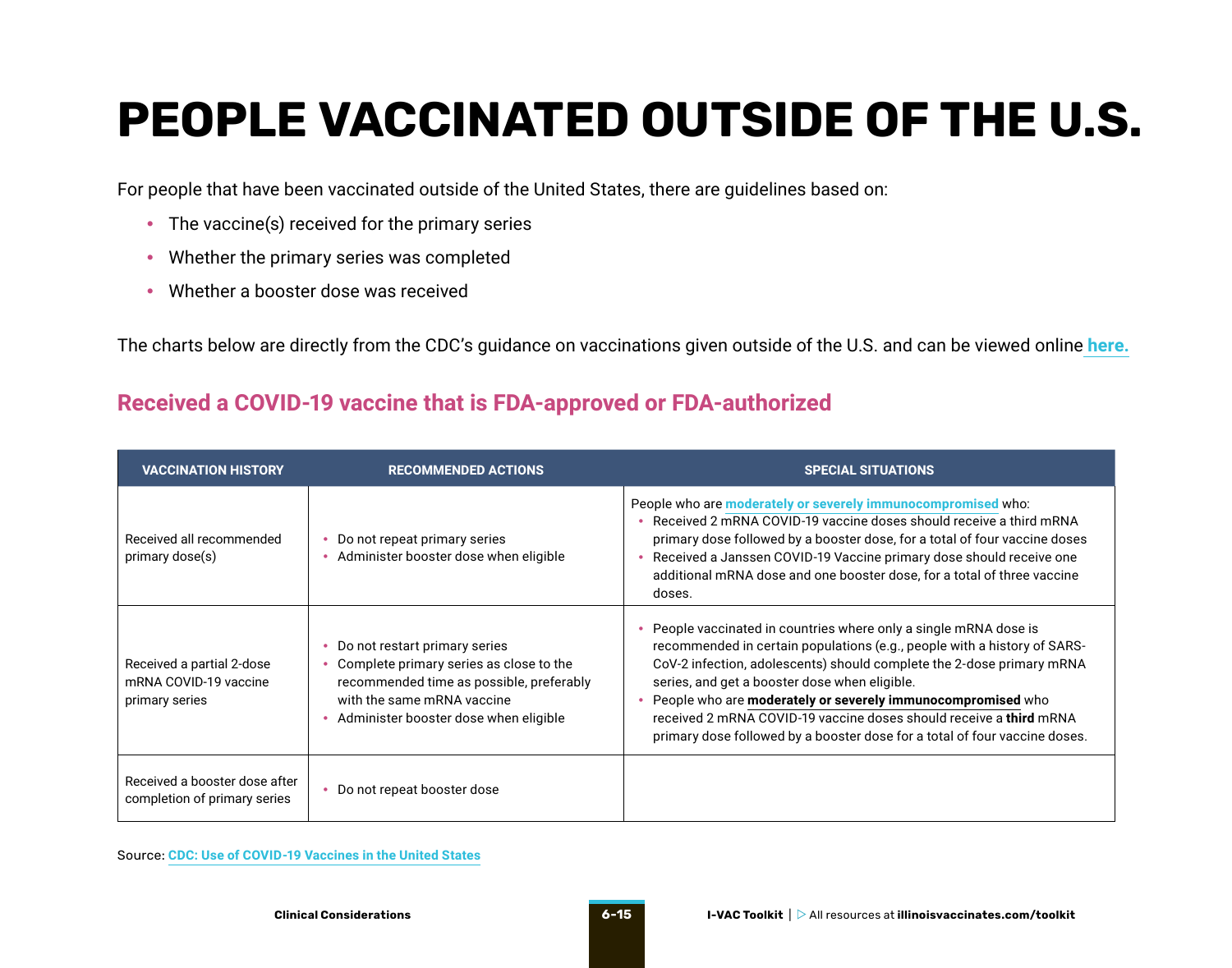# PEOPLE VACCINATED OUTSIDE OF THE U.S.

For people that have been vaccinated outside of the United States, there are guidelines based on:

- The vaccine(s) received for the primary series
- Whether the primary series was completed
- Whether a booster dose was received

The charts below are directly from the CDC's guidance on vaccinations given outside of the U.S. and can be viewed online **here.**

## Received a COVID-19 vaccine that is FDA-approved or FDA-authorized

| VACCINATION HISTORY | RECOMMENDED ACTIONS | SPECIAL SITUATIONS |
|---|---|---|
| Received all recommended primary dose(s) | • Do not repeat primary series<br>• Administer booster dose when eligible | People who are **moderately or severely immunocompromised** who:<br>• Received 2 mRNA COVID-19 vaccine doses should receive a third mRNA primary dose followed by a booster dose, for a total of four vaccine doses<br>• Received a Janssen COVID-19 Vaccine primary dose should receive one additional mRNA dose and one booster dose, for a total of three vaccine doses. |
| Received a partial 2-dose mRNA COVID-19 vaccine primary series | • Do not restart primary series<br>• Complete primary series as close to the recommended time as possible, preferably with the same mRNA vaccine<br>• Administer booster dose when eligible | • People vaccinated in countries where only a single mRNA dose is recommended in certain populations (e.g., people with a history of SARS-CoV-2 infection, adolescents) should complete the 2-dose primary mRNA series, and get a booster dose when eligible.<br>• People who are **moderately or severely immunocompromised** who received 2 mRNA COVID-19 vaccine doses should receive a **third** mRNA primary dose followed by a booster dose for a total of four vaccine doses. |
| Received a booster dose after completion of primary series | • Do not repeat booster dose | |

Source: **CDC: Use of COVID-19 Vaccines in the United States**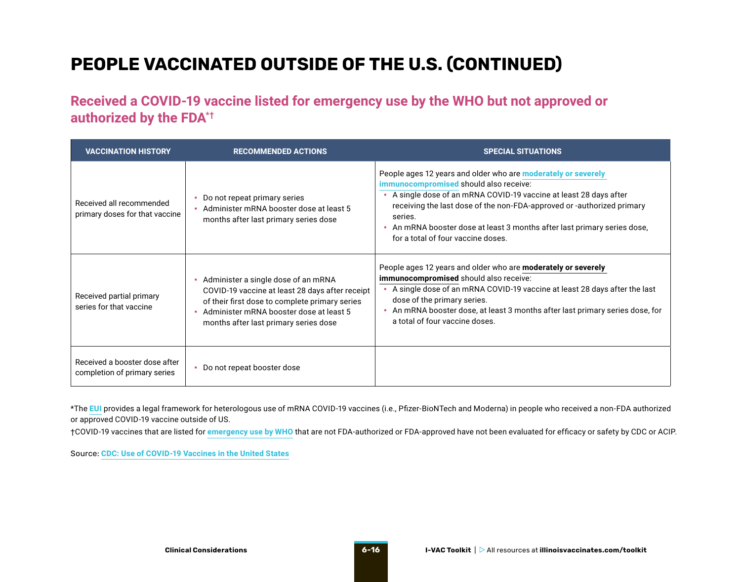# PEOPLE VACCINATED OUTSIDE OF THE U.S. (CONTINUED)

## Received a COVID-19 vaccine listed for emergency use by the WHO but not approved or authorized by the FDA*†

| VACCINATION HISTORY | RECOMMENDED ACTIONS | SPECIAL SITUATIONS |
|---|---|---|
| Received all recommended primary doses for that vaccine | • Do not repeat primary series<br>• Administer mRNA booster dose at least 5 months after last primary series dose | People ages 12 years and older who are **moderately or severely immunocompromised** should also receive:<br>• A single dose of an mRNA COVID-19 vaccine at least 28 days after receiving the last dose of the non-FDA-approved or -authorized primary series.<br>• An mRNA booster dose at least 3 months after last primary series dose, for a total of four vaccine doses. |
| Received partial primary series for that vaccine | • Administer a single dose of an mRNA COVID-19 vaccine at least 28 days after receipt of their first dose to complete primary series<br>• Administer mRNA booster dose at least 5 months after last primary series dose | People ages 12 years and older who are **moderately or severely immunocompromised** should also receive:<br>• A single dose of an mRNA COVID-19 vaccine at least 28 days after the last dose of the primary series.<br>• An mRNA booster dose, at least 3 months after last primary series dose, for a total of four vaccine doses. |
| Received a booster dose after completion of primary series | • Do not repeat booster dose | |

*The **EUI** provides a legal framework for heterologous use of mRNA COVID-19 vaccines (i.e., Pfizer-BioNTech and Moderna) in people who received a non-FDA authorized or approved COVID-19 vaccine outside of US.

†COVID-19 vaccines that are listed for **emergency use by WHO** that are not FDA-authorized or FDA-approved have not been evaluated for efficacy or safety by CDC or ACIP.

Source: **CDC: Use of COVID-19 Vaccines in the United States**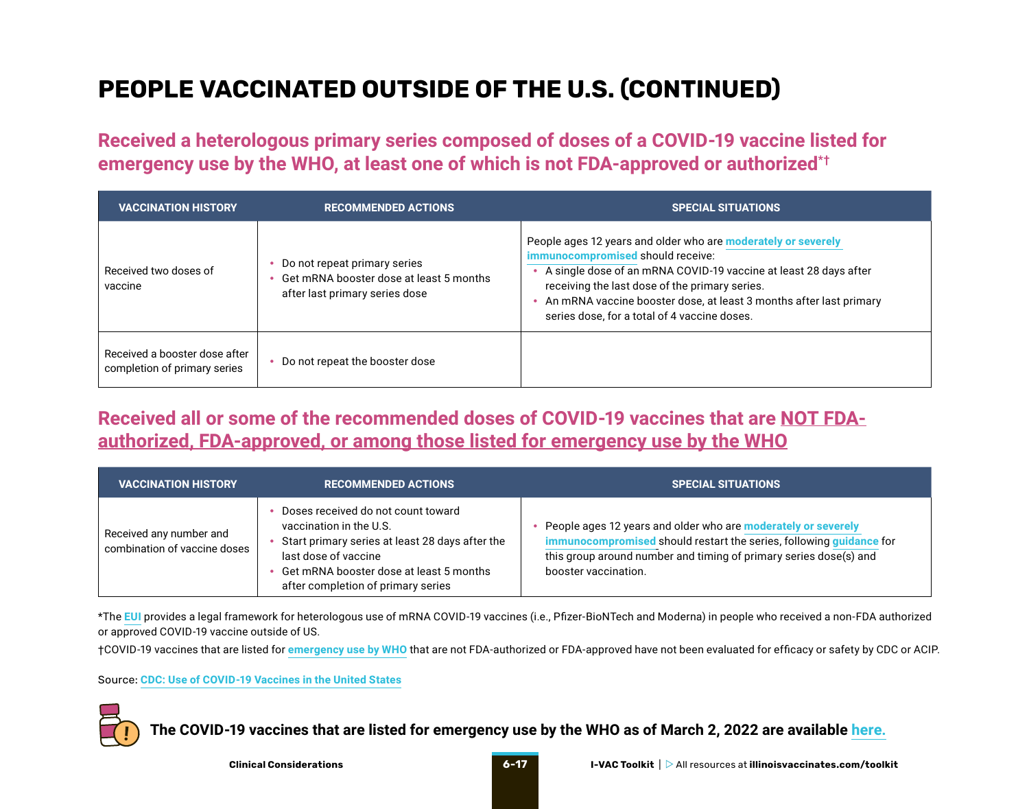# PEOPLE VACCINATED OUTSIDE OF THE U.S. (CONTINUED)

## Received a heterologous primary series composed of doses of a COVID-19 vaccine listed for emergency use by the WHO, at least one of which is not FDA-approved or authorized*†

| VACCINATION HISTORY | RECOMMENDED ACTIONS | SPECIAL SITUATIONS |
|---|---|---|
| Received two doses of vaccine | • Do not repeat primary series<br>• Get mRNA booster dose at least 5 months after last primary series dose | People ages 12 years and older who are moderately or severely immunocompromised should receive:<br>• A single dose of an mRNA COVID-19 vaccine at least 28 days after receiving the last dose of the primary series.<br>• An mRNA vaccine booster dose, at least 3 months after last primary series dose, for a total of 4 vaccine doses. |
| Received a booster dose after completion of primary series | • Do not repeat the booster dose | |

## Received all or some of the recommended doses of COVID-19 vaccines that are NOT FDA-authorized, FDA-approved, or among those listed for emergency use by the WHO

| VACCINATION HISTORY | RECOMMENDED ACTIONS | SPECIAL SITUATIONS |
|---|---|---|
| Received any number and combination of vaccine doses | • Doses received do not count toward vaccination in the U.S.<br>• Start primary series at least 28 days after the last dose of vaccine<br>• Get mRNA booster dose at least 5 months after completion of primary series | • People ages 12 years and older who are moderately or severely immunocompromised should restart the series, following guidance for this group around number and timing of primary series dose(s) and booster vaccination. |

*The EUI provides a legal framework for heterologous use of mRNA COVID-19 vaccines (i.e., Pfizer-BioNTech and Moderna) in people who received a non-FDA authorized or approved COVID-19 vaccine outside of US.

†COVID-19 vaccines that are listed for emergency use by WHO that are not FDA-authorized or FDA-approved have not been evaluated for efficacy or safety by CDC or ACIP.

Source: CDC: Use of COVID-19 Vaccines in the United States

**The COVID-19 vaccines that are listed for emergency use by the WHO as of March 2, 2022 are available here.**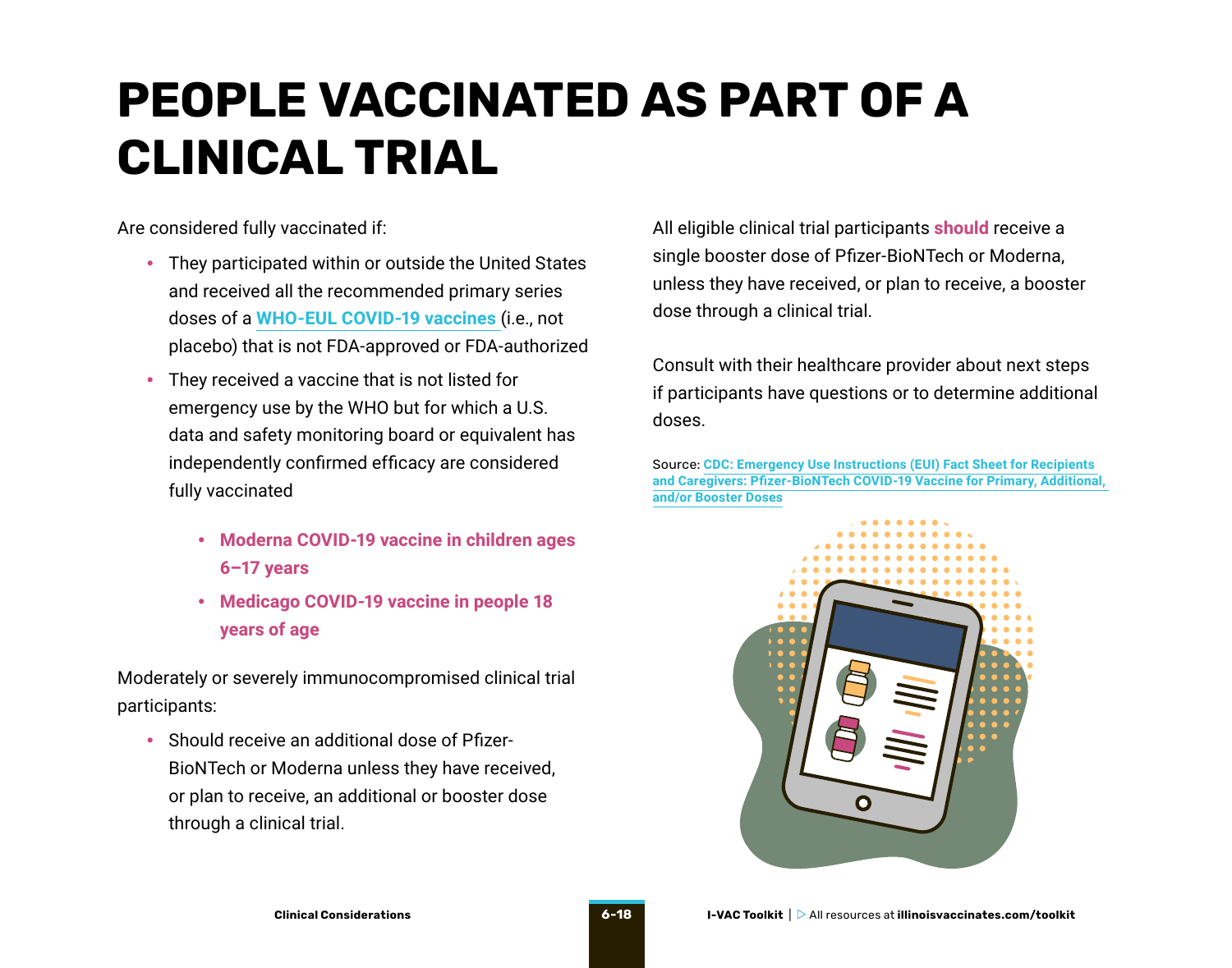# PEOPLE VACCINATED AS PART OF A CLINICAL TRIAL

Are considered fully vaccinated if:

- They participated within or outside the United States and received all the recommended primary series doses of a **WHO-EUL COVID-19 vaccines** (i.e., not placebo) that is not FDA-approved or FDA-authorized
- They received a vaccine that is not listed for emergency use by the WHO but for which a U.S. data and safety monitoring board or equivalent has independently confirmed efficacy are considered fully vaccinated
    - **Moderna COVID-19 vaccine in children ages 6–17 years**
    - **Medicago COVID-19 vaccine in people 18 years of age**

Moderately or severely immunocompromised clinical trial participants:

- Should receive an additional dose of Pfizer-BioNTech or Moderna unless they have received, or plan to receive, an additional or booster dose through a clinical trial.

All eligible clinical trial participants **should** receive a single booster dose of Pfizer-BioNTech or Moderna, unless they have received, or plan to receive, a booster dose through a clinical trial.

Consult with their healthcare provider about next steps if participants have questions or to determine additional doses.

Source: **CDC: Emergency Use Instructions (EUI) Fact Sheet for Recipients and Caregivers: Pfizer-BioNTech COVID-19 Vaccine for Primary, Additional, and/or Booster Doses**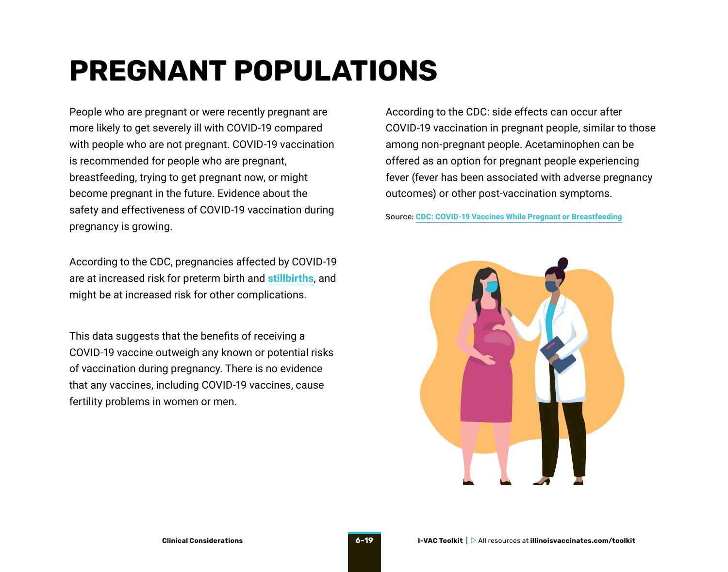# PREGNANT POPULATIONS

People who are pregnant or were recently pregnant are more likely to get severely ill with COVID-19 compared with people who are not pregnant. COVID-19 vaccination is recommended for people who are pregnant, breastfeeding, trying to get pregnant now, or might become pregnant in the future. Evidence about the safety and effectiveness of COVID-19 vaccination during pregnancy is growing.

According to the CDC, pregnancies affected by COVID-19 are at increased risk for preterm birth and **stillbirths**, and might be at increased risk for other complications.

This data suggests that the benefits of receiving a COVID-19 vaccine outweigh any known or potential risks of vaccination during pregnancy. There is no evidence that any vaccines, including COVID-19 vaccines, cause fertility problems in women or men.

According to the CDC: side effects can occur after COVID-19 vaccination in pregnant people, similar to those among non-pregnant people. Acetaminophen can be offered as an option for pregnant people experiencing fever (fever has been associated with adverse pregnancy outcomes) or other post-vaccination symptoms.

Source: **CDC: COVID-19 Vaccines While Pregnant or Breastfeeding**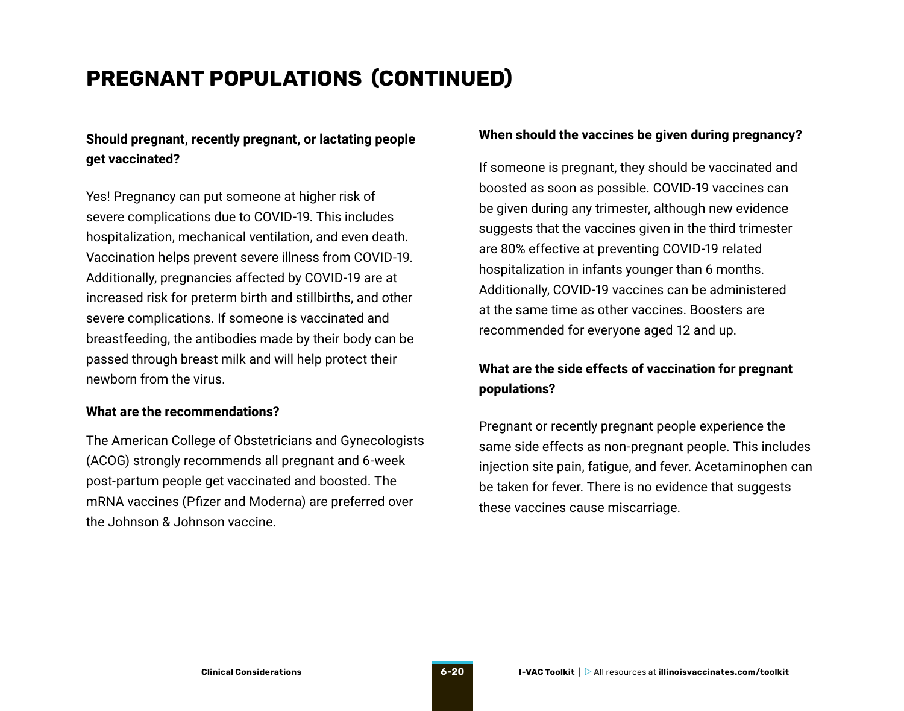# PREGNANT POPULATIONS (CONTINUED)

**Should pregnant, recently pregnant, or lactating people get vaccinated?**

Yes! Pregnancy can put someone at higher risk of severe complications due to COVID-19. This includes hospitalization, mechanical ventilation, and even death. Vaccination helps prevent severe illness from COVID-19. Additionally, pregnancies affected by COVID-19 are at increased risk for preterm birth and stillbirths, and other severe complications. If someone is vaccinated and breastfeeding, the antibodies made by their body can be passed through breast milk and will help protect their newborn from the virus.

**What are the recommendations?**

The American College of Obstetricians and Gynecologists (ACOG) strongly recommends all pregnant and 6-week post-partum people get vaccinated and boosted. The mRNA vaccines (Pfizer and Moderna) are preferred over the Johnson & Johnson vaccine.

**When should the vaccines be given during pregnancy?**

If someone is pregnant, they should be vaccinated and boosted as soon as possible. COVID-19 vaccines can be given during any trimester, although new evidence suggests that the vaccines given in the third trimester are 80% effective at preventing COVID-19 related hospitalization in infants younger than 6 months. Additionally, COVID-19 vaccines can be administered at the same time as other vaccines. Boosters are recommended for everyone aged 12 and up.

**What are the side effects of vaccination for pregnant populations?**

Pregnant or recently pregnant people experience the same side effects as non-pregnant people. This includes injection site pain, fatigue, and fever. Acetaminophen can be taken for fever. There is no evidence that suggests these vaccines cause miscarriage.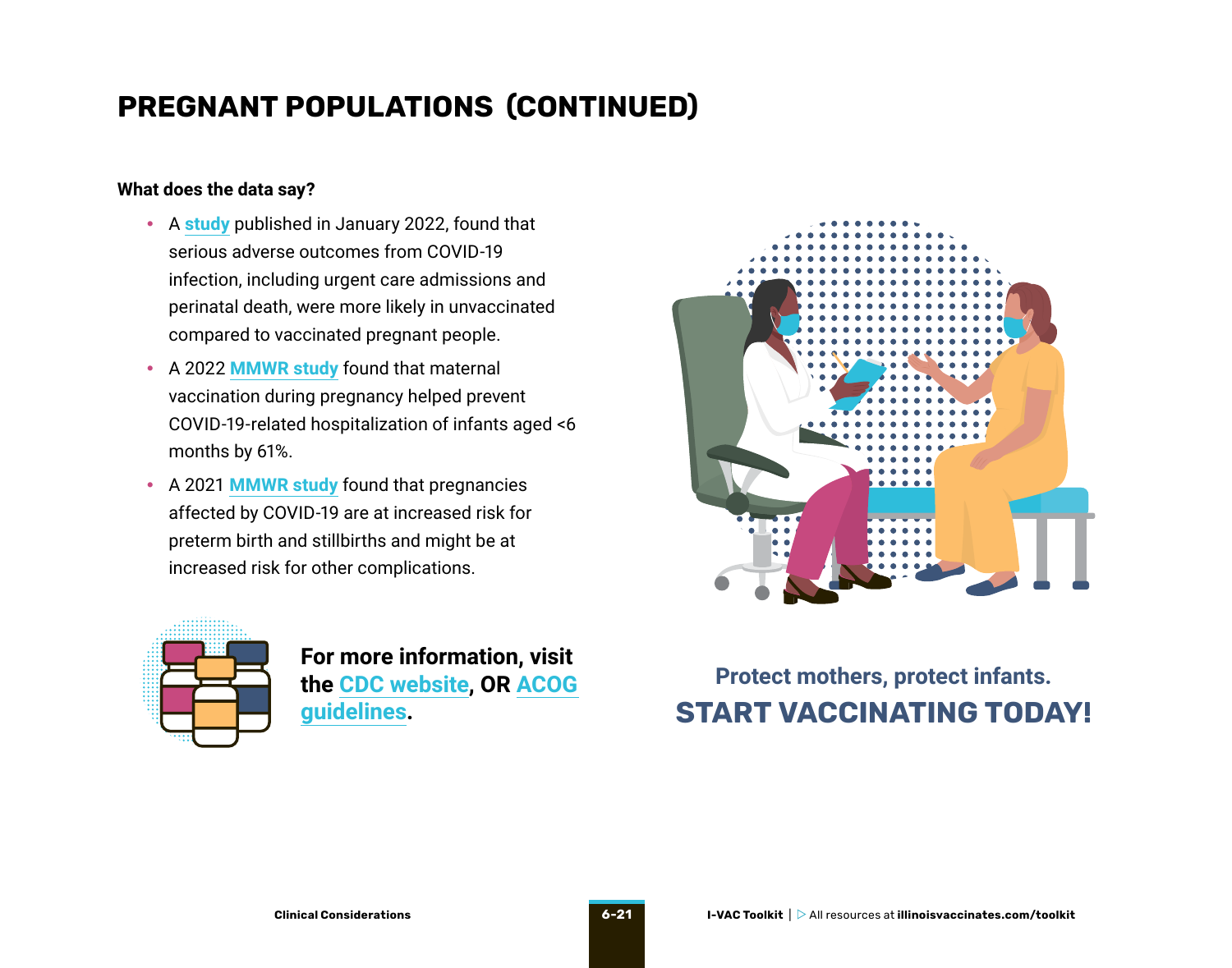# PREGNANT POPULATIONS (CONTINUED)

**What does the data say?**

- A **study** published in January 2022, found that serious adverse outcomes from COVID-19 infection, including urgent care admissions and perinatal death, were more likely in unvaccinated compared to vaccinated pregnant people.
- A 2022 **MMWR study** found that maternal vaccination during pregnancy helped prevent COVID-19-related hospitalization of infants aged <6 months by 61%.
- A 2021 **MMWR study** found that pregnancies affected by COVID-19 are at increased risk for preterm birth and stillbirths and might be at increased risk for other complications.

**For more information, visit the CDC website, OR ACOG guidelines.**

**Protect mothers, protect infants.**

**START VACCINATING TODAY!**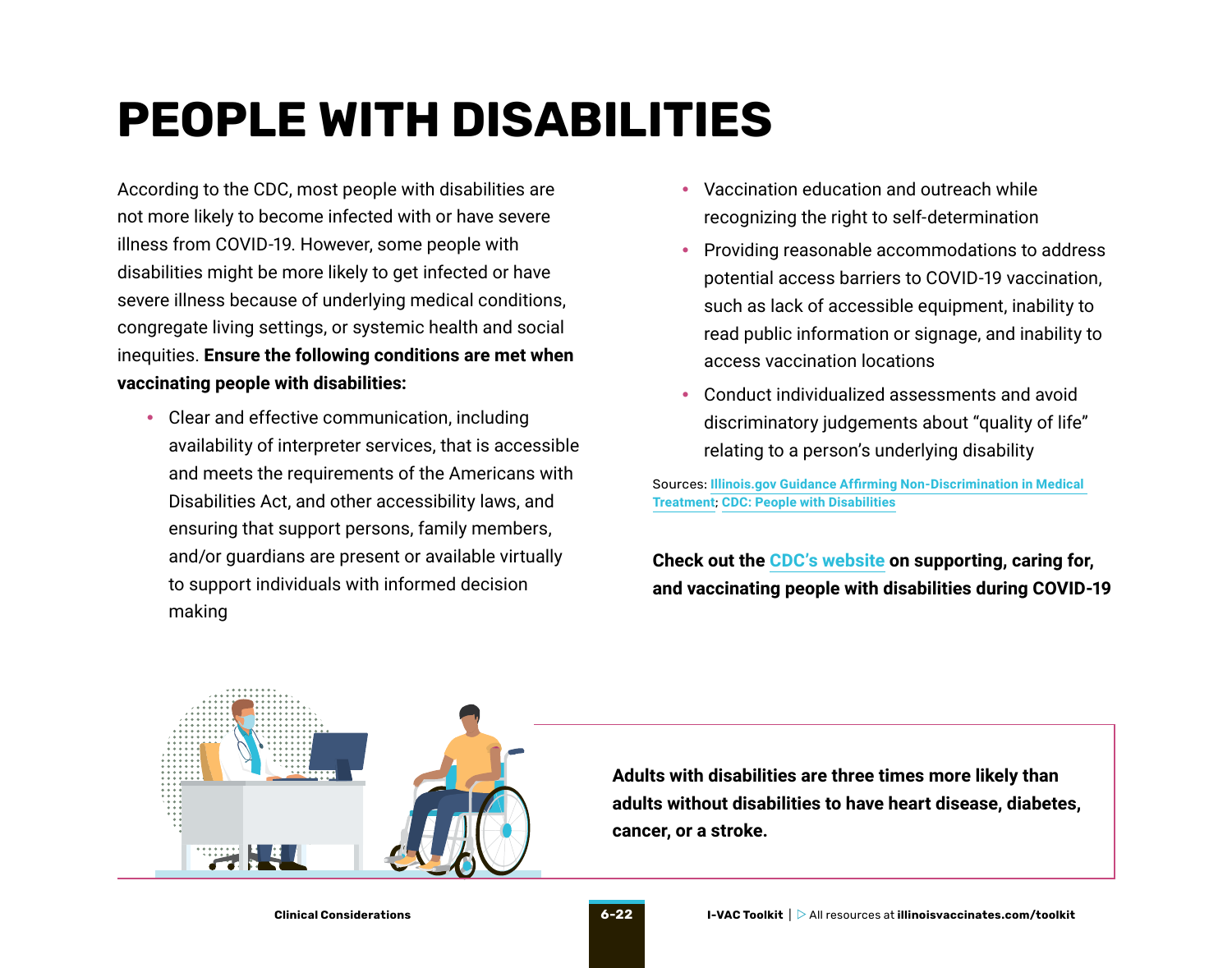# PEOPLE WITH DISABILITIES

According to the CDC, most people with disabilities are not more likely to become infected with or have severe illness from COVID-19. However, some people with disabilities might be more likely to get infected or have severe illness because of underlying medical conditions, congregate living settings, or systemic health and social inequities. **Ensure the following conditions are met when vaccinating people with disabilities:**

- Clear and effective communication, including availability of interpreter services, that is accessible and meets the requirements of the Americans with Disabilities Act, and other accessibility laws, and ensuring that support persons, family members, and/or guardians are present or available virtually to support individuals with informed decision making
- Vaccination education and outreach while recognizing the right to self-determination
- Providing reasonable accommodations to address potential access barriers to COVID-19 vaccination, such as lack of accessible equipment, inability to read public information or signage, and inability to access vaccination locations
- Conduct individualized assessments and avoid discriminatory judgements about "quality of life" relating to a person's underlying disability

Sources: **Illinois.gov Guidance Affirming Non-Discrimination in Medical Treatment**; **CDC: People with Disabilities**

**Check out the CDC's website on supporting, caring for, and vaccinating people with disabilities during COVID-19**

**Adults with disabilities are three times more likely than adults without disabilities to have heart disease, diabetes, cancer, or a stroke.**